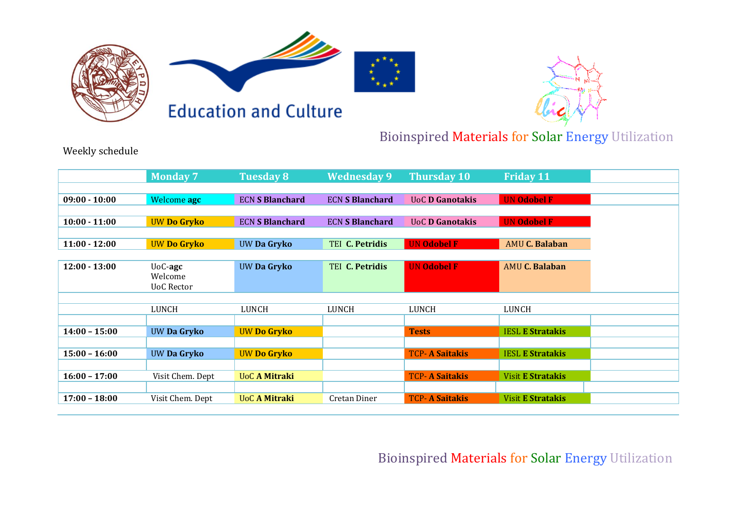Education and Culture

Bioinspired Materials for Solar Energy Utilization

Weekly schedule

| | Monday 7 | Tuesday 8 | Wednesday 9 | Thursday 10 | Friday 11 |
|---|---|---|---|---|---|
| **09:00 - 10:00** | Welcome **agc** | ECN **S Blanchard** | ECN **S Blanchard** | UoC **D Ganotakis** | UN **Odobel F** |
| **10:00 - 11:00** | UW **Do Gryko** | ECN **S Blanchard** | ECN **S Blanchard** | UoC **D Ganotakis** | UN **Odobel F** |
| **11:00 - 12:00** | UW **Do Gryko** | UW **Da Gryko** | TEI **C. Petridis** | UN **Odobel F** | AMU **C. Balaban** |
| **12:00 - 13:00** | UoC-**agc** Welcome UoC Rector | UW **Da Gryko** | TEI **C. Petridis** | UN **Odobel F** | AMU **C. Balaban** |
| | LUNCH | LUNCH | LUNCH | LUNCH | LUNCH |
| **14:00 – 15:00** | UW **Da Gryko** | UW **Do Gryko** | | **Tests** | IESL **E Stratakis** |
| **15:00 – 16:00** | UW **Da Gryko** | UW **Do Gryko** | | TCP- **A Saitakis** | IESL **E Stratakis** |
| **16:00 – 17:00** | Visit Chem. Dept | UoC **A Mitraki** | | TCP- **A Saitakis** | Visit **E Stratakis** |
| **17:00 – 18:00** | Visit Chem. Dept | UoC **A Mitraki** | Cretan Diner | TCP- **A Saitakis** | Visit **E Stratakis** |

Bioinspired Materials for Solar Energy Utilization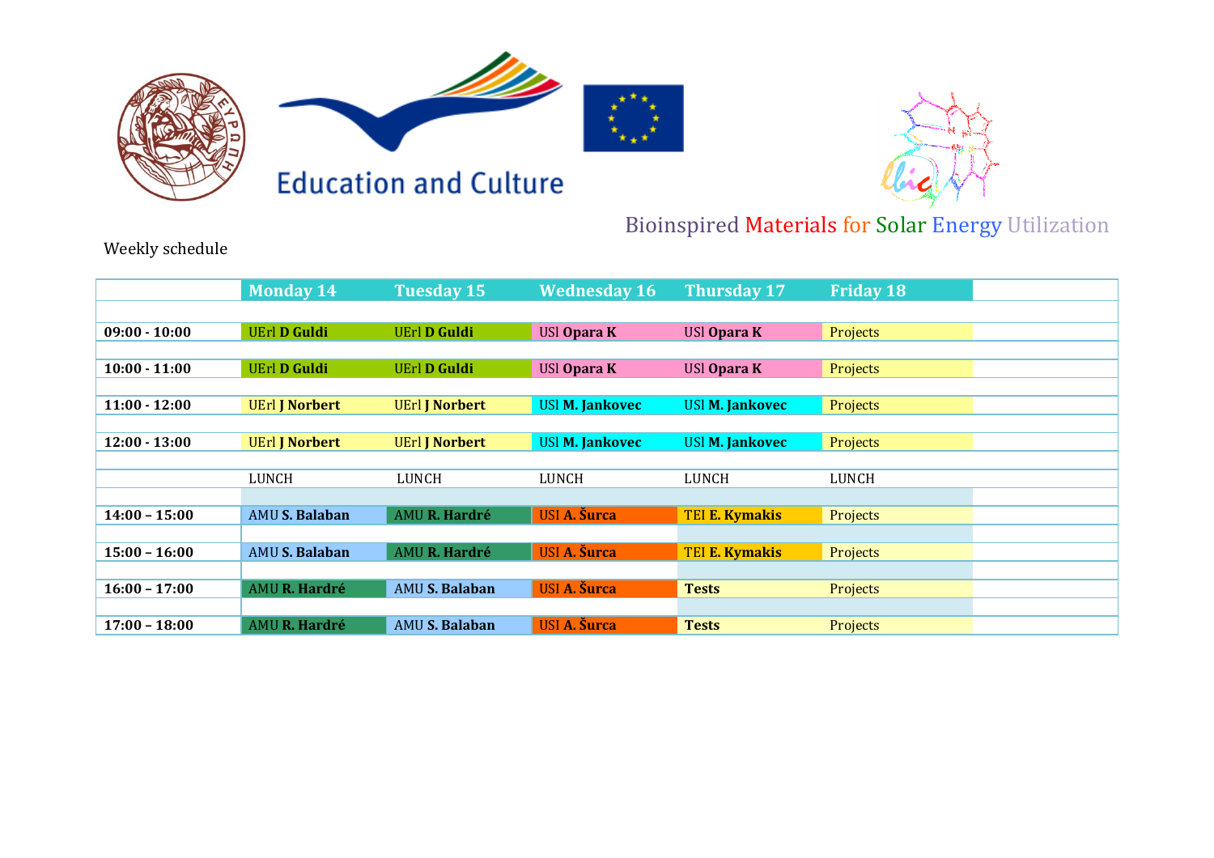Education and Culture

Bioinspired Materials for Solar Energy Utilization

Weekly schedule

| | Monday 14 | Tuesday 15 | Wednesday 16 | Thursday 17 | Friday 18 |
|---|---|---|---|---|---|
| **09:00 - 10:00** | UErl **D Guldi** | UErl **D Guldi** | USl **Opara K** | USl **Opara K** | Projects |
| **10:00 - 11:00** | UErl **D Guldi** | UErl **D Guldi** | USl **Opara K** | USl **Opara K** | Projects |
| **11:00 - 12:00** | UErl **J Norbert** | UErl **J Norbert** | USl **M. Jankovec** | USl **M. Jankovec** | Projects |
| **12:00 - 13:00** | UErl **J Norbert** | UErl **J Norbert** | USl **M. Jankovec** | USl **M. Jankovec** | Projects |
| | LUNCH | LUNCH | LUNCH | LUNCH | LUNCH |
| **14:00 – 15:00** | AMU **S. Balaban** | AMU **R. Hardré** | USI **A. Šurca** | TEI **E. Kymakis** | Projects |
| **15:00 – 16:00** | AMU **S. Balaban** | AMU **R. Hardré** | USI **A. Šurca** | TEI **E. Kymakis** | Projects |
| **16:00 – 17:00** | AMU **R. Hardré** | AMU **S. Balaban** | USI **A. Šurca** | **Tests** | Projects |
| **17:00 – 18:00** | AMU **R. Hardré** | AMU **S. Balaban** | USI **A. Šurca** | **Tests** | Projects |